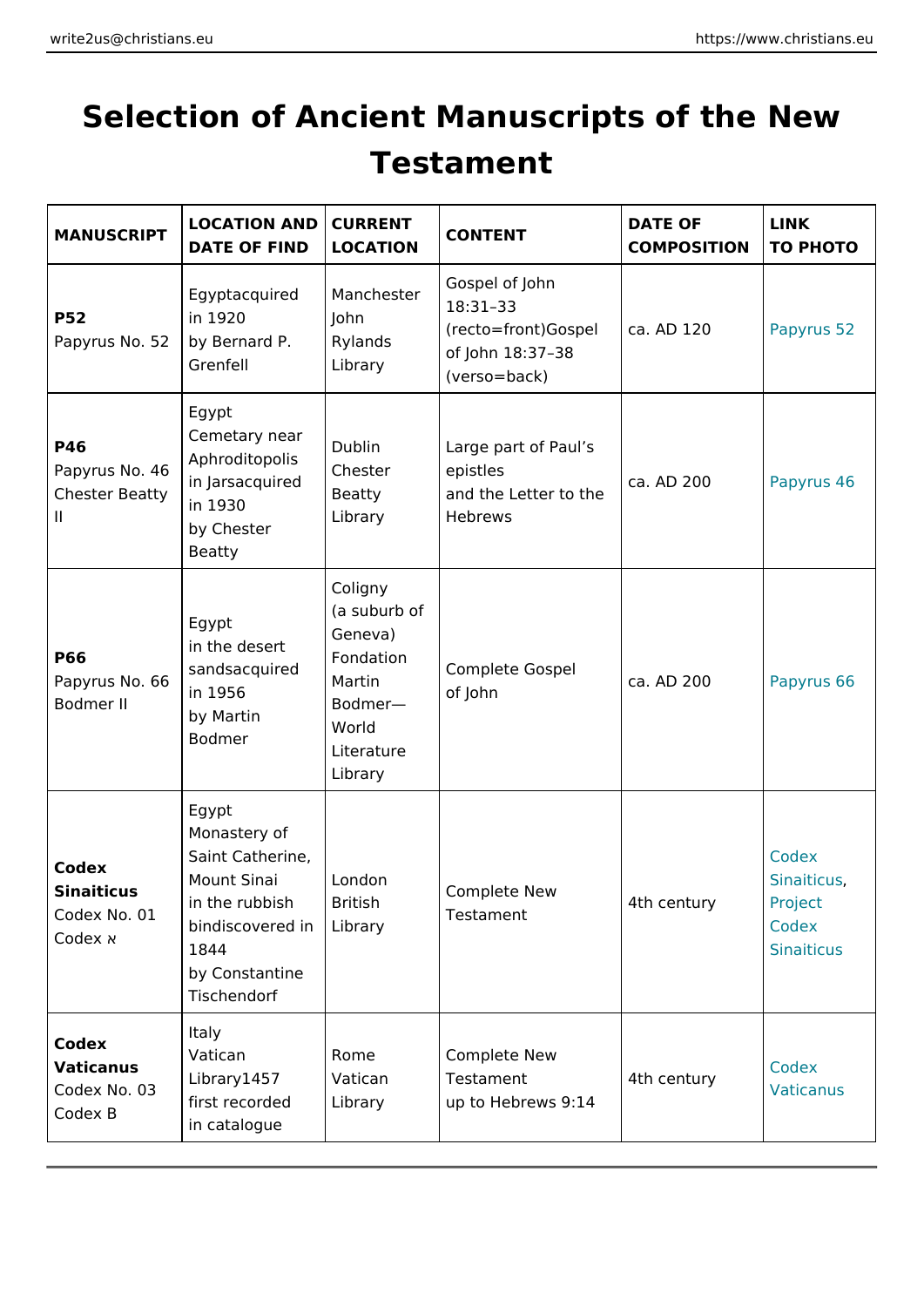# Selection of Ancient Manuscripts of the New Testament

| MANUSCRIPT | LOCATION AND DATE OF FIND | CURRENT LOCATION | CONTENT | DATE OF COMPOSITION | LINK TO PHOTO |
|---|---|---|---|---|---|
| **P52** Papyrus No. 52 | Egyptacquired in 1920 by Bernard P. Grenfell | Manchester John Rylands Library | Gospel of John 18:31–33 (recto=front)Gospel of John 18:37–38 (verso=back) | ca. AD 120 | Papyrus 52 |
| **P46** Papyrus No. 46 Chester Beatty II | Egypt Cemetary near Aphroditopolis in Jarsacquired in 1930 by Chester Beatty | Dublin Chester Beatty Library | Large part of Paul's epistles and the Letter to the Hebrews | ca. AD 200 | Papyrus 46 |
| **P66** Papyrus No. 66 Bodmer II | Egypt in the desert sandsacquired in 1956 by Martin Bodmer | Coligny (a suburb of Geneva) Fondation Martin Bodmer—World Literature Library | Complete Gospel of John | ca. AD 200 | Papyrus 66 |
| **Codex Sinaiticus** Codex No. 01 Codex א | Egypt Monastery of Saint Catherine, Mount Sinai in the rubbish bindiscovered in 1844 by Constantine Tischendorf | London British Library | Complete New Testament | 4th century | Codex Sinaiticus, Project Codex Sinaiticus |
| **Codex Vaticanus** Codex No. 03 Codex B | Italy Vatican Library1457 first recorded in catalogue | Rome Vatican Library | Complete New Testament up to Hebrews 9:14 | 4th century | Codex Vaticanus |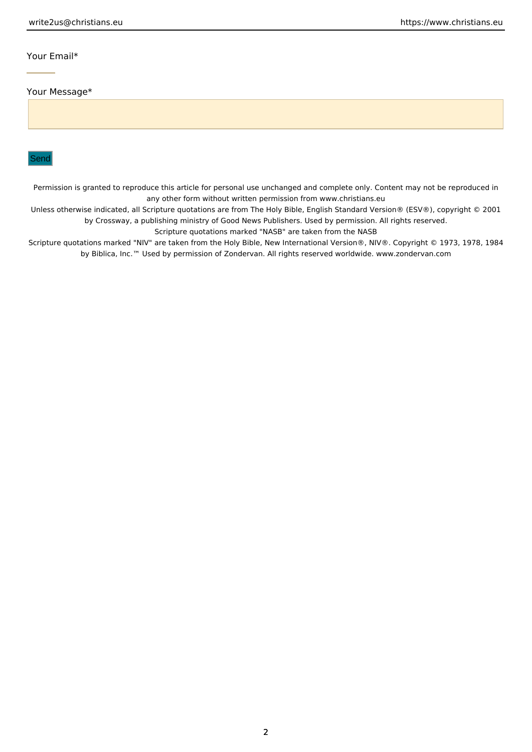Your Email*

Your Message*

Send

Permission is granted to reproduce this article for personal use unchanged and complete only. Content may not be reproduced in any other form without written permission from www.christians.eu

Unless otherwise indicated, all Scripture quotations are from The Holy Bible, English Standard Version® (ESV®), copyright © 2001 by Crossway, a publishing ministry of Good News Publishers. Used by permission. All rights reserved.

Scripture quotations marked "NASB" are taken from the NASB

Scripture quotations marked "NIV" are taken from the Holy Bible, New International Version®, NIV®. Copyright © 1973, 1978, 1984 by Biblica, Inc.™ Used by permission of Zondervan. All rights reserved worldwide. www.zondervan.com